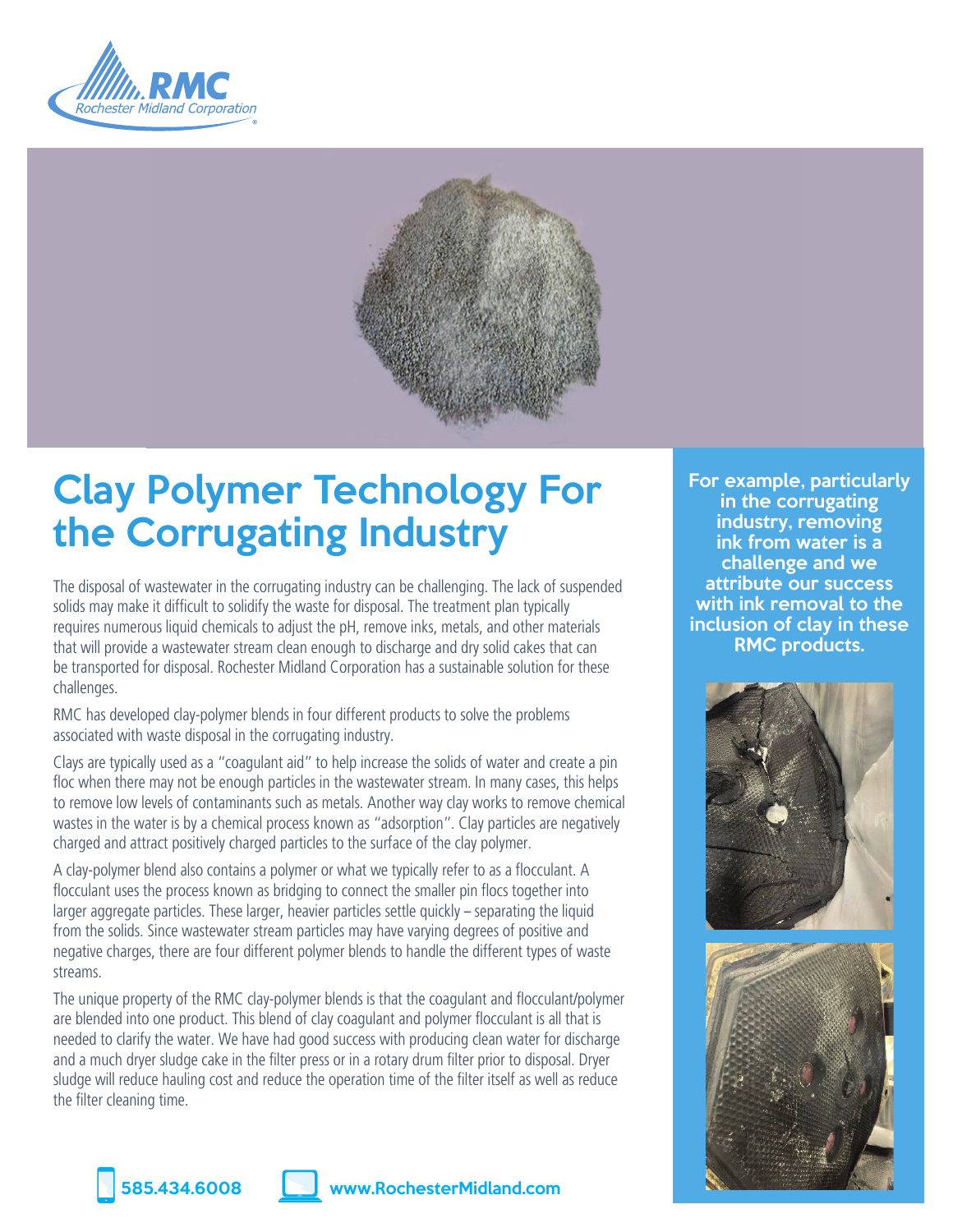# Clay Polymer Technology For the Corrugating Industry

The disposal of wastewater in the corrugating industry can be challenging. The lack of suspended solids may make it difficult to solidify the waste for disposal. The treatment plan typically requires numerous liquid chemicals to adjust the pH, remove inks, metals, and other materials that will provide a wastewater stream clean enough to discharge and dry solid cakes that can be transported for disposal. Rochester Midland Corporation has a sustainable solution for these challenges.

RMC has developed clay-polymer blends in four different products to solve the problems associated with waste disposal in the corrugating industry.

Clays are typically used as a "coagulant aid" to help increase the solids of water and create a pin floc when there may not be enough particles in the wastewater stream. In many cases, this helps to remove low levels of contaminants such as metals. Another way clay works to remove chemical wastes in the water is by a chemical process known as "adsorption". Clay particles are negatively charged and attract positively charged particles to the surface of the clay polymer.

A clay-polymer blend also contains a polymer or what we typically refer to as a flocculant. A flocculant uses the process known as bridging to connect the smaller pin flocs together into larger aggregate particles. These larger, heavier particles settle quickly – separating the liquid from the solids. Since wastewater stream particles may have varying degrees of positive and negative charges, there are four different polymer blends to handle the different types of waste streams.

The unique property of the RMC clay-polymer blends is that the coagulant and flocculant/polymer are blended into one product. This blend of clay coagulant and polymer flocculant is all that is needed to clarify the water. We have had good success with producing clean water for discharge and a much dryer sludge cake in the filter press or in a rotary drum filter prior to disposal. Dryer sludge will reduce hauling cost and reduce the operation time of the filter itself as well as reduce the filter cleaning time.

**For example, particularly in the corrugating industry, removing ink from water is a challenge and we attribute our success with ink removal to the inclusion of clay in these RMC products.**

585.434.6008 www.RochesterMidland.com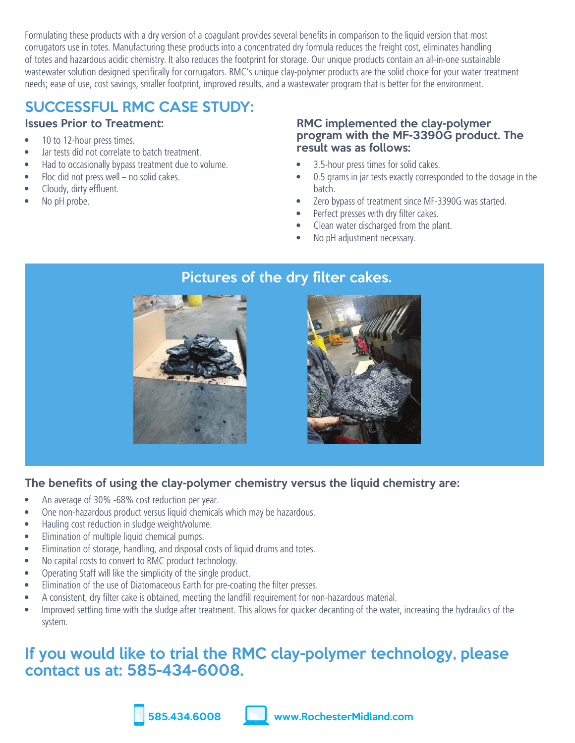Formulating these products with a dry version of a coagulant provides several benefits in comparison to the liquid version that most corrugators use in totes. Manufacturing these products into a concentrated dry formula reduces the freight cost, eliminates handling of totes and hazardous acidic chemistry. It also reduces the footprint for storage. Our unique products contain an all-in-one sustainable wastewater solution designed specifically for corrugators. RMC's unique clay-polymer products are the solid choice for your water treatment needs; ease of use, cost savings, smaller footprint, improved results, and a wastewater program that is better for the environment.

## SUCCESSFUL RMC CASE STUDY:

### Issues Prior to Treatment:

- 10 to 12-hour press times.
- Jar tests did not correlate to batch treatment.
- Had to occasionally bypass treatment due to volume.
- Floc did not press well – no solid cakes.
- Cloudy, dirty effluent.
- No pH probe.

### RMC implemented the clay-polymer program with the MF-3390G product. The result was as follows:

- 3.5-hour press times for solid cakes.
- 0.5 grams in jar tests exactly corresponded to the dosage in the batch.
- Zero bypass of treatment since MF-3390G was started.
- Perfect presses with dry filter cakes.
- Clean water discharged from the plant.
- No pH adjustment necessary.

### Pictures of the dry filter cakes.

### The benefits of using the clay-polymer chemistry versus the liquid chemistry are:

- An average of 30% -68% cost reduction per year.
- One non-hazardous product versus liquid chemicals which may be hazardous.
- Hauling cost reduction in sludge weight/volume.
- Elimination of multiple liquid chemical pumps.
- Elimination of storage, handling, and disposal costs of liquid drums and totes.
- No capital costs to convert to RMC product technology.
- Operating Staff will like the simplicity of the single product.
- Elimination of the use of Diatomaceous Earth for pre-coating the filter presses.
- A consistent, dry filter cake is obtained, meeting the landfill requirement for non-hazardous material.
- Improved settling time with the sludge after treatment. This allows for quicker decanting of the water, increasing the hydraulics of the system.

## If you would like to trial the RMC clay-polymer technology, please contact us at: 585-434-6008.

585.434.6008 www.RochesterMidland.com